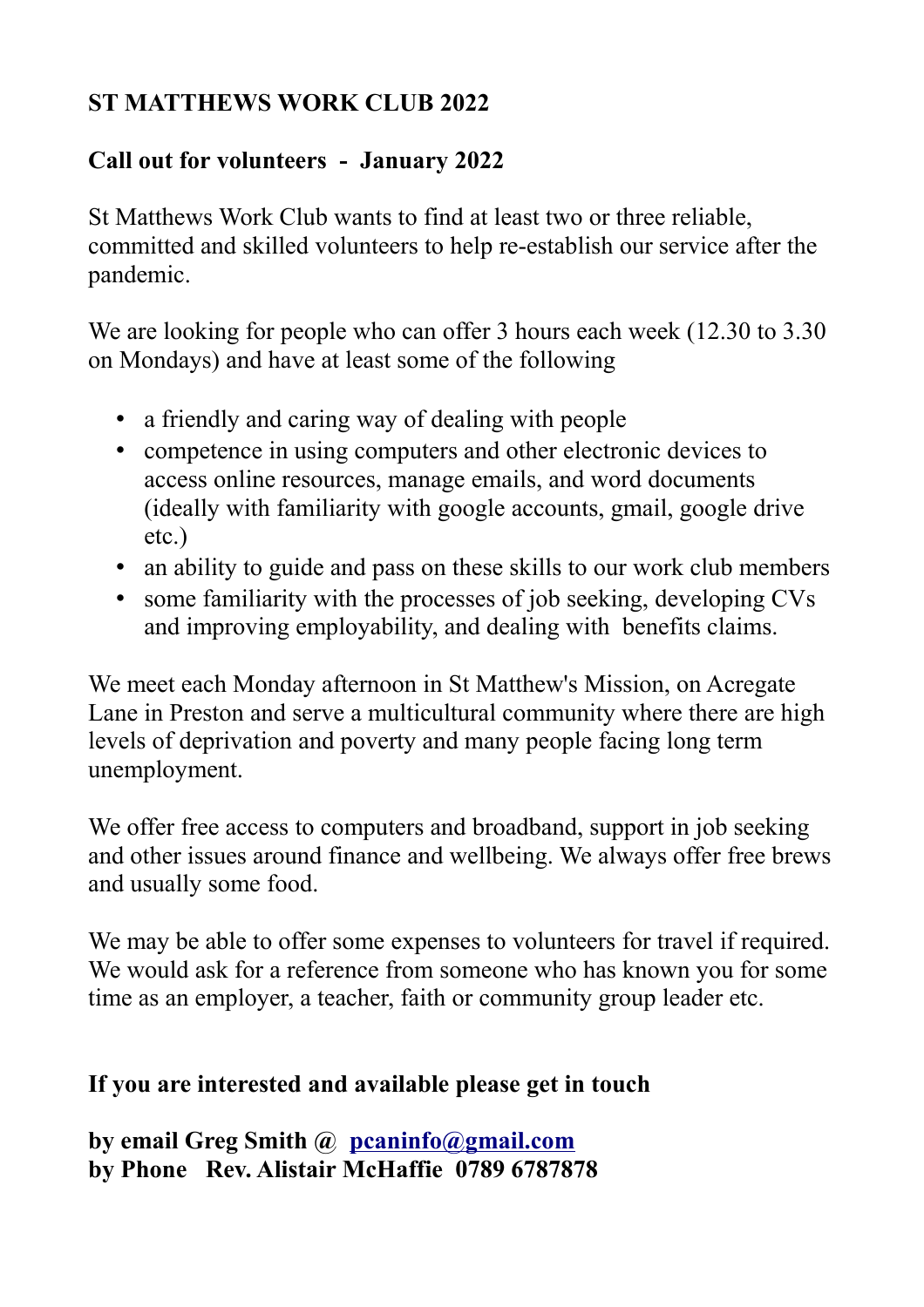# ST MATTHEWS WORK CLUB 2022

## Call out for volunteers - January 2022

St Matthews Work Club wants to find at least two or three reliable, committed and skilled volunteers to help re-establish our service after the pandemic.

We are looking for people who can offer 3 hours each week (12.30 to 3.30 on Mondays) and have at least some of the following

- a friendly and caring way of dealing with people
- competence in using computers and other electronic devices to access online resources, manage emails, and word documents (ideally with familiarity with google accounts, gmail, google drive etc.)
- an ability to guide and pass on these skills to our work club members
- some familiarity with the processes of job seeking, developing CVs and improving employability, and dealing with benefits claims.

We meet each Monday afternoon in St Matthew's Mission, on Acregate Lane in Preston and serve a multicultural community where there are high levels of deprivation and poverty and many people facing long term unemployment.

We offer free access to computers and broadband, support in job seeking and other issues around finance and wellbeing. We always offer free brews and usually some food.

We may be able to offer some expenses to volunteers for travel if required. We would ask for a reference from someone who has known you for some time as an employer, a teacher, faith or community group leader etc.

**If you are interested and available please get in touch**

**by email Greg Smith @ [pcaninfo@gmail.com](mailto:pcaninfo@gmail.com)**
**by Phone Rev. Alistair McHaffie 0789 6787878**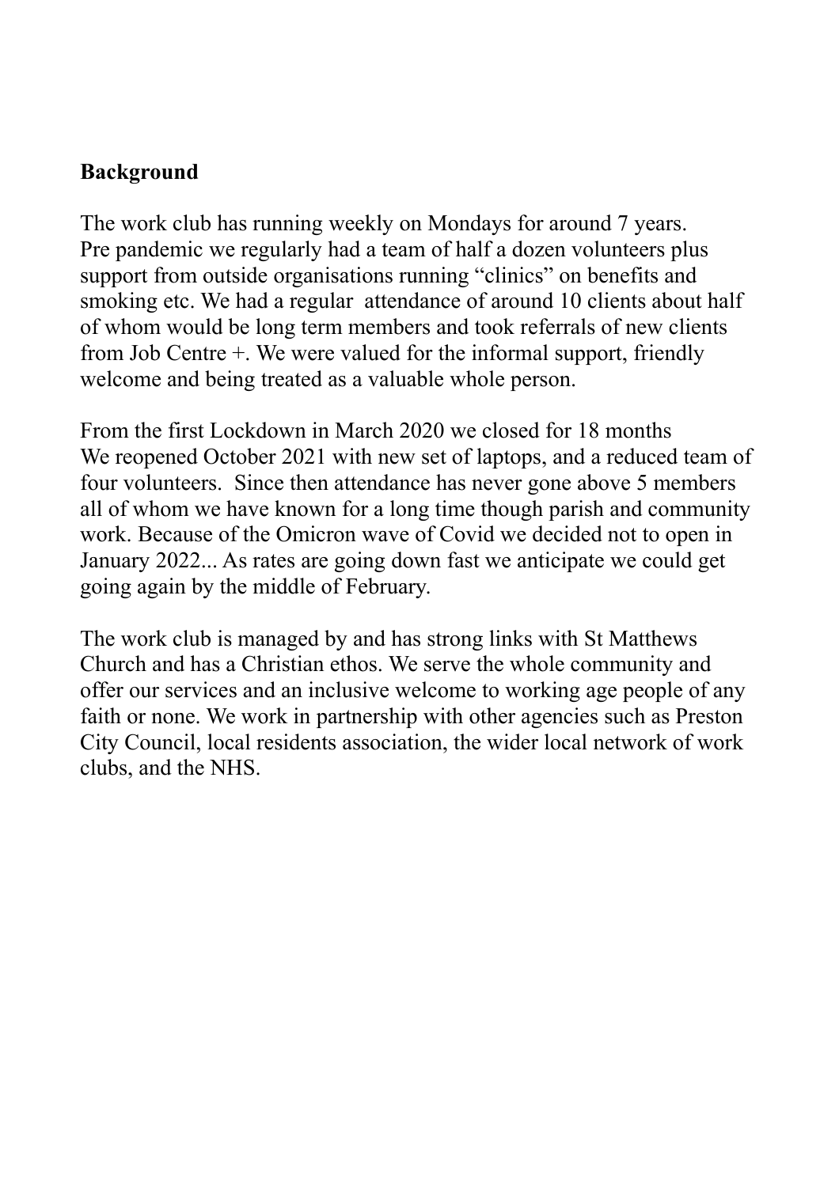**Background**

The work club has running weekly on Mondays for around 7 years. Pre pandemic we regularly had a team of half a dozen volunteers plus support from outside organisations running “clinics” on benefits and smoking etc. We had a regular attendance of around 10 clients about half of whom would be long term members and took referrals of new clients from Job Centre +. We were valued for the informal support, friendly welcome and being treated as a valuable whole person.

From the first Lockdown in March 2020 we closed for 18 months
We reopened October 2021 with new set of laptops, and a reduced team of four volunteers. Since then attendance has never gone above 5 members all of whom we have known for a long time though parish and community work. Because of the Omicron wave of Covid we decided not to open in January 2022... As rates are going down fast we anticipate we could get going again by the middle of February.

The work club is managed by and has strong links with St Matthews Church and has a Christian ethos. We serve the whole community and offer our services and an inclusive welcome to working age people of any faith or none. We work in partnership with other agencies such as Preston City Council, local residents association, the wider local network of work clubs, and the NHS.